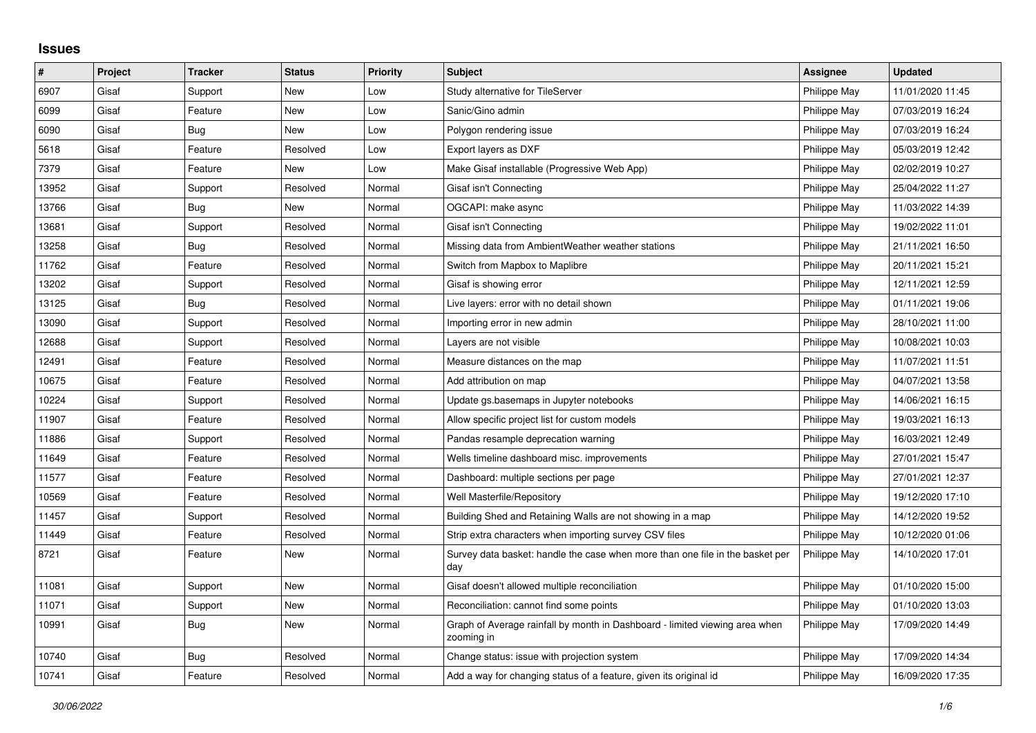# Issues

| # | Project | Tracker | Status | Priority | Subject | Assignee | Updated |
|---|---|---|---|---|---|---|---|
| 6907 | Gisaf | Support | New | Low | Study alternative for TileServer | Philippe May | 11/01/2020 11:45 |
| 6099 | Gisaf | Feature | New | Low | Sanic/Gino admin | Philippe May | 07/03/2019 16:24 |
| 6090 | Gisaf | Bug | New | Low | Polygon rendering issue | Philippe May | 07/03/2019 16:24 |
| 5618 | Gisaf | Feature | Resolved | Low | Export layers as DXF | Philippe May | 05/03/2019 12:42 |
| 7379 | Gisaf | Feature | New | Low | Make Gisaf installable (Progressive Web App) | Philippe May | 02/02/2019 10:27 |
| 13952 | Gisaf | Support | Resolved | Normal | Gisaf isn't Connecting | Philippe May | 25/04/2022 11:27 |
| 13766 | Gisaf | Bug | New | Normal | OGCAPI: make async | Philippe May | 11/03/2022 14:39 |
| 13681 | Gisaf | Support | Resolved | Normal | Gisaf isn't Connecting | Philippe May | 19/02/2022 11:01 |
| 13258 | Gisaf | Bug | Resolved | Normal | Missing data from AmbientWeather weather stations | Philippe May | 21/11/2021 16:50 |
| 11762 | Gisaf | Feature | Resolved | Normal | Switch from Mapbox to Maplibre | Philippe May | 20/11/2021 15:21 |
| 13202 | Gisaf | Support | Resolved | Normal | Gisaf is showing error | Philippe May | 12/11/2021 12:59 |
| 13125 | Gisaf | Bug | Resolved | Normal | Live layers: error with no detail shown | Philippe May | 01/11/2021 19:06 |
| 13090 | Gisaf | Support | Resolved | Normal | Importing error in new admin | Philippe May | 28/10/2021 11:00 |
| 12688 | Gisaf | Support | Resolved | Normal | Layers are not visible | Philippe May | 10/08/2021 10:03 |
| 12491 | Gisaf | Feature | Resolved | Normal | Measure distances on the map | Philippe May | 11/07/2021 11:51 |
| 10675 | Gisaf | Feature | Resolved | Normal | Add attribution on map | Philippe May | 04/07/2021 13:58 |
| 10224 | Gisaf | Support | Resolved | Normal | Update gs.basemaps in Jupyter notebooks | Philippe May | 14/06/2021 16:15 |
| 11907 | Gisaf | Feature | Resolved | Normal | Allow specific project list for custom models | Philippe May | 19/03/2021 16:13 |
| 11886 | Gisaf | Support | Resolved | Normal | Pandas resample deprecation warning | Philippe May | 16/03/2021 12:49 |
| 11649 | Gisaf | Feature | Resolved | Normal | Wells timeline dashboard misc. improvements | Philippe May | 27/01/2021 15:47 |
| 11577 | Gisaf | Feature | Resolved | Normal | Dashboard: multiple sections per page | Philippe May | 27/01/2021 12:37 |
| 10569 | Gisaf | Feature | Resolved | Normal | Well Masterfile/Repository | Philippe May | 19/12/2020 17:10 |
| 11457 | Gisaf | Support | Resolved | Normal | Building Shed and Retaining Walls are not showing in a map | Philippe May | 14/12/2020 19:52 |
| 11449 | Gisaf | Feature | Resolved | Normal | Strip extra characters when importing survey CSV files | Philippe May | 10/12/2020 01:06 |
| 8721 | Gisaf | Feature | New | Normal | Survey data basket: handle the case when more than one file in the basket per day | Philippe May | 14/10/2020 17:01 |
| 11081 | Gisaf | Support | New | Normal | Gisaf doesn't allowed multiple reconciliation | Philippe May | 01/10/2020 15:00 |
| 11071 | Gisaf | Support | New | Normal | Reconciliation: cannot find some points | Philippe May | 01/10/2020 13:03 |
| 10991 | Gisaf | Bug | New | Normal | Graph of Average rainfall by month in Dashboard - limited viewing area when zooming in | Philippe May | 17/09/2020 14:49 |
| 10740 | Gisaf | Bug | Resolved | Normal | Change status: issue with projection system | Philippe May | 17/09/2020 14:34 |
| 10741 | Gisaf | Feature | Resolved | Normal | Add a way for changing status of a feature, given its original id | Philippe May | 16/09/2020 17:35 |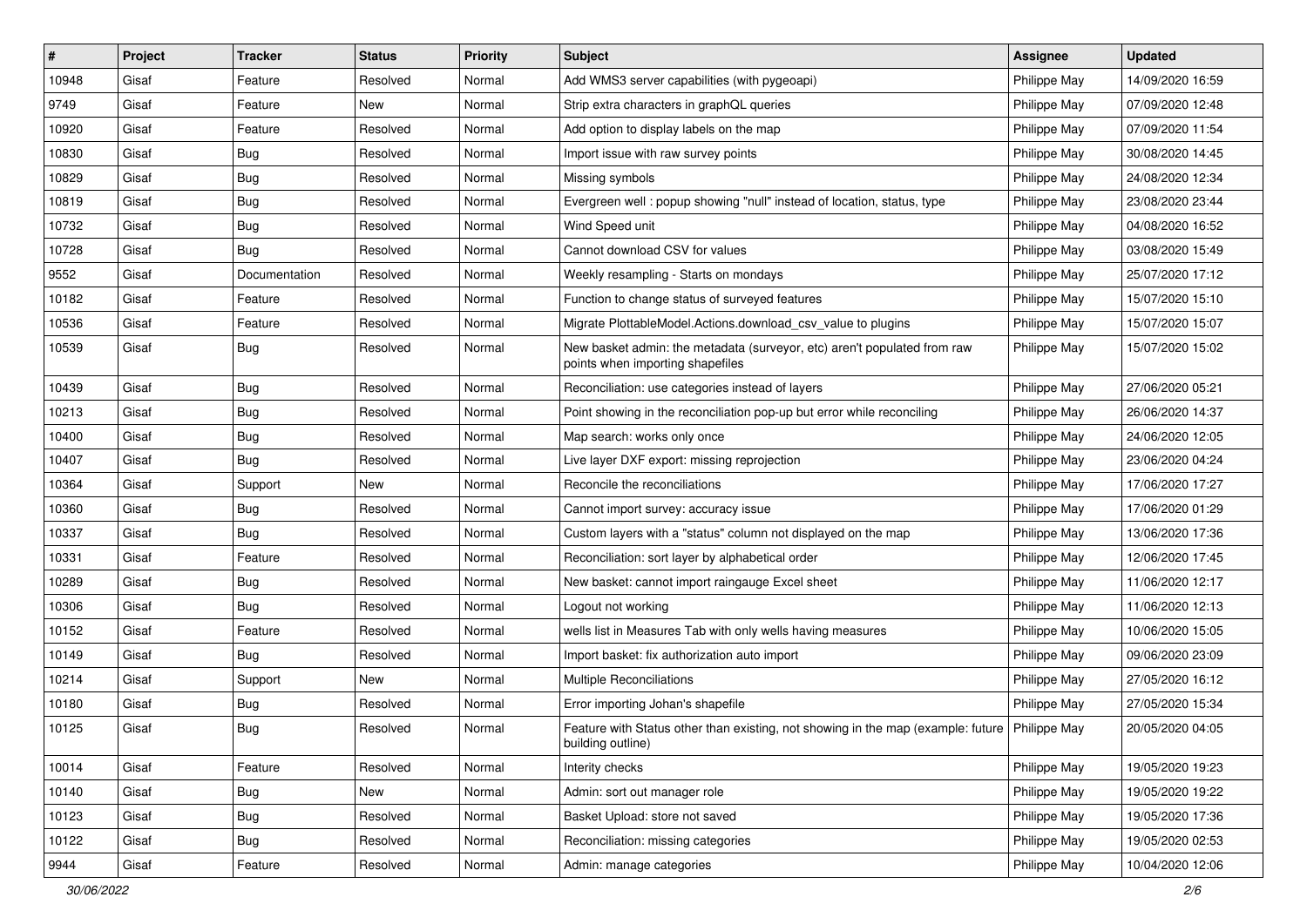| # | Project | Tracker | Status | Priority | Subject | Assignee | Updated |
|---|---|---|---|---|---|---|---|
| 10948 | Gisaf | Feature | Resolved | Normal | Add WMS3 server capabilities (with pygeoapi) | Philippe May | 14/09/2020 16:59 |
| 9749 | Gisaf | Feature | New | Normal | Strip extra characters in graphQL queries | Philippe May | 07/09/2020 12:48 |
| 10920 | Gisaf | Feature | Resolved | Normal | Add option to display labels on the map | Philippe May | 07/09/2020 11:54 |
| 10830 | Gisaf | Bug | Resolved | Normal | Import issue with raw survey points | Philippe May | 30/08/2020 14:45 |
| 10829 | Gisaf | Bug | Resolved | Normal | Missing symbols | Philippe May | 24/08/2020 12:34 |
| 10819 | Gisaf | Bug | Resolved | Normal | Evergreen well : popup showing "null" instead of location, status, type | Philippe May | 23/08/2020 23:44 |
| 10732 | Gisaf | Bug | Resolved | Normal | Wind Speed unit | Philippe May | 04/08/2020 16:52 |
| 10728 | Gisaf | Bug | Resolved | Normal | Cannot download CSV for values | Philippe May | 03/08/2020 15:49 |
| 9552 | Gisaf | Documentation | Resolved | Normal | Weekly resampling - Starts on mondays | Philippe May | 25/07/2020 17:12 |
| 10182 | Gisaf | Feature | Resolved | Normal | Function to change status of surveyed features | Philippe May | 15/07/2020 15:10 |
| 10536 | Gisaf | Feature | Resolved | Normal | Migrate PlottableModel.Actions.download_csv_value to plugins | Philippe May | 15/07/2020 15:07 |
| 10539 | Gisaf | Bug | Resolved | Normal | New basket admin: the metadata (surveyor, etc) aren't populated from raw points when importing shapefiles | Philippe May | 15/07/2020 15:02 |
| 10439 | Gisaf | Bug | Resolved | Normal | Reconciliation: use categories instead of layers | Philippe May | 27/06/2020 05:21 |
| 10213 | Gisaf | Bug | Resolved | Normal | Point showing in the reconciliation pop-up but error while reconciling | Philippe May | 26/06/2020 14:37 |
| 10400 | Gisaf | Bug | Resolved | Normal | Map search: works only once | Philippe May | 24/06/2020 12:05 |
| 10407 | Gisaf | Bug | Resolved | Normal | Live layer DXF export: missing reprojection | Philippe May | 23/06/2020 04:24 |
| 10364 | Gisaf | Support | New | Normal | Reconcile the reconciliations | Philippe May | 17/06/2020 17:27 |
| 10360 | Gisaf | Bug | Resolved | Normal | Cannot import survey: accuracy issue | Philippe May | 17/06/2020 01:29 |
| 10337 | Gisaf | Bug | Resolved | Normal | Custom layers with a "status" column not displayed on the map | Philippe May | 13/06/2020 17:36 |
| 10331 | Gisaf | Feature | Resolved | Normal | Reconciliation: sort layer by alphabetical order | Philippe May | 12/06/2020 17:45 |
| 10289 | Gisaf | Bug | Resolved | Normal | New basket: cannot import raingauge Excel sheet | Philippe May | 11/06/2020 12:17 |
| 10306 | Gisaf | Bug | Resolved | Normal | Logout not working | Philippe May | 11/06/2020 12:13 |
| 10152 | Gisaf | Feature | Resolved | Normal | wells list in Measures Tab with only wells having measures | Philippe May | 10/06/2020 15:05 |
| 10149 | Gisaf | Bug | Resolved | Normal | Import basket: fix authorization auto import | Philippe May | 09/06/2020 23:09 |
| 10214 | Gisaf | Support | New | Normal | Multiple Reconciliations | Philippe May | 27/05/2020 16:12 |
| 10180 | Gisaf | Bug | Resolved | Normal | Error importing Johan's shapefile | Philippe May | 27/05/2020 15:34 |
| 10125 | Gisaf | Bug | Resolved | Normal | Feature with Status other than existing, not showing in the map (example: future building outline) | Philippe May | 20/05/2020 04:05 |
| 10014 | Gisaf | Feature | Resolved | Normal | Interity checks | Philippe May | 19/05/2020 19:23 |
| 10140 | Gisaf | Bug | New | Normal | Admin: sort out manager role | Philippe May | 19/05/2020 19:22 |
| 10123 | Gisaf | Bug | Resolved | Normal | Basket Upload: store not saved | Philippe May | 19/05/2020 17:36 |
| 10122 | Gisaf | Bug | Resolved | Normal | Reconciliation: missing categories | Philippe May | 19/05/2020 02:53 |
| 9944 | Gisaf | Feature | Resolved | Normal | Admin: manage categories | Philippe May | 10/04/2020 12:06 |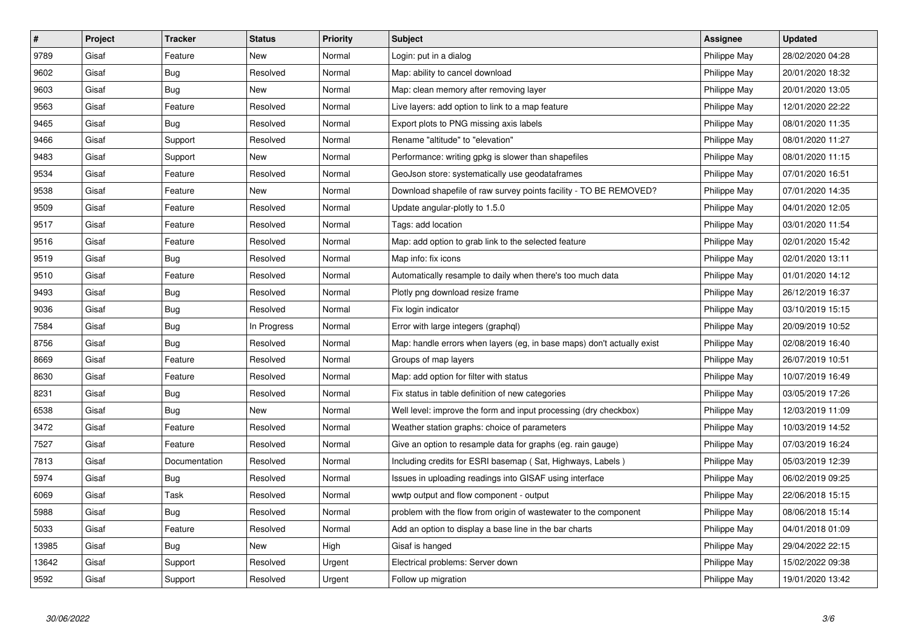| # | Project | Tracker | Status | Priority | Subject | Assignee | Updated |
|---|---|---|---|---|---|---|---|
| 9789 | Gisaf | Feature | New | Normal | Login: put in a dialog | Philippe May | 28/02/2020 04:28 |
| 9602 | Gisaf | Bug | Resolved | Normal | Map: ability to cancel download | Philippe May | 20/01/2020 18:32 |
| 9603 | Gisaf | Bug | New | Normal | Map: clean memory after removing layer | Philippe May | 20/01/2020 13:05 |
| 9563 | Gisaf | Feature | Resolved | Normal | Live layers: add option to link to a map feature | Philippe May | 12/01/2020 22:22 |
| 9465 | Gisaf | Bug | Resolved | Normal | Export plots to PNG missing axis labels | Philippe May | 08/01/2020 11:35 |
| 9466 | Gisaf | Support | Resolved | Normal | Rename "altitude" to "elevation" | Philippe May | 08/01/2020 11:27 |
| 9483 | Gisaf | Support | New | Normal | Performance: writing gpkg is slower than shapefiles | Philippe May | 08/01/2020 11:15 |
| 9534 | Gisaf | Feature | Resolved | Normal | GeoJson store: systematically use geodataframes | Philippe May | 07/01/2020 16:51 |
| 9538 | Gisaf | Feature | New | Normal | Download shapefile of raw survey points facility - TO BE REMOVED? | Philippe May | 07/01/2020 14:35 |
| 9509 | Gisaf | Feature | Resolved | Normal | Update angular-plotly to 1.5.0 | Philippe May | 04/01/2020 12:05 |
| 9517 | Gisaf | Feature | Resolved | Normal | Tags: add location | Philippe May | 03/01/2020 11:54 |
| 9516 | Gisaf | Feature | Resolved | Normal | Map: add option to grab link to the selected feature | Philippe May | 02/01/2020 15:42 |
| 9519 | Gisaf | Bug | Resolved | Normal | Map info: fix icons | Philippe May | 02/01/2020 13:11 |
| 9510 | Gisaf | Feature | Resolved | Normal | Automatically resample to daily when there's too much data | Philippe May | 01/01/2020 14:12 |
| 9493 | Gisaf | Bug | Resolved | Normal | Plotly png download resize frame | Philippe May | 26/12/2019 16:37 |
| 9036 | Gisaf | Bug | Resolved | Normal | Fix login indicator | Philippe May | 03/10/2019 15:15 |
| 7584 | Gisaf | Bug | In Progress | Normal | Error with large integers (graphql) | Philippe May | 20/09/2019 10:52 |
| 8756 | Gisaf | Bug | Resolved | Normal | Map: handle errors when layers (eg, in base maps) don't actually exist | Philippe May | 02/08/2019 16:40 |
| 8669 | Gisaf | Feature | Resolved | Normal | Groups of map layers | Philippe May | 26/07/2019 10:51 |
| 8630 | Gisaf | Feature | Resolved | Normal | Map: add option for filter with status | Philippe May | 10/07/2019 16:49 |
| 8231 | Gisaf | Bug | Resolved | Normal | Fix status in table definition of new categories | Philippe May | 03/05/2019 17:26 |
| 6538 | Gisaf | Bug | New | Normal | Well level: improve the form and input processing (dry checkbox) | Philippe May | 12/03/2019 11:09 |
| 3472 | Gisaf | Feature | Resolved | Normal | Weather station graphs: choice of parameters | Philippe May | 10/03/2019 14:52 |
| 7527 | Gisaf | Feature | Resolved | Normal | Give an option to resample data for graphs (eg. rain gauge) | Philippe May | 07/03/2019 16:24 |
| 7813 | Gisaf | Documentation | Resolved | Normal | Including credits for ESRI basemap ( Sat, Highways, Labels ) | Philippe May | 05/03/2019 12:39 |
| 5974 | Gisaf | Bug | Resolved | Normal | Issues in uploading readings into GISAF using interface | Philippe May | 06/02/2019 09:25 |
| 6069 | Gisaf | Task | Resolved | Normal | wwtp output and flow component - output | Philippe May | 22/06/2018 15:15 |
| 5988 | Gisaf | Bug | Resolved | Normal | problem with the flow from origin of wastewater to the component | Philippe May | 08/06/2018 15:14 |
| 5033 | Gisaf | Feature | Resolved | Normal | Add an option to display a base line in the bar charts | Philippe May | 04/01/2018 01:09 |
| 13985 | Gisaf | Bug | New | High | Gisaf is hanged | Philippe May | 29/04/2022 22:15 |
| 13642 | Gisaf | Support | Resolved | Urgent | Electrical problems: Server down | Philippe May | 15/02/2022 09:38 |
| 9592 | Gisaf | Support | Resolved | Urgent | Follow up migration | Philippe May | 19/01/2020 13:42 |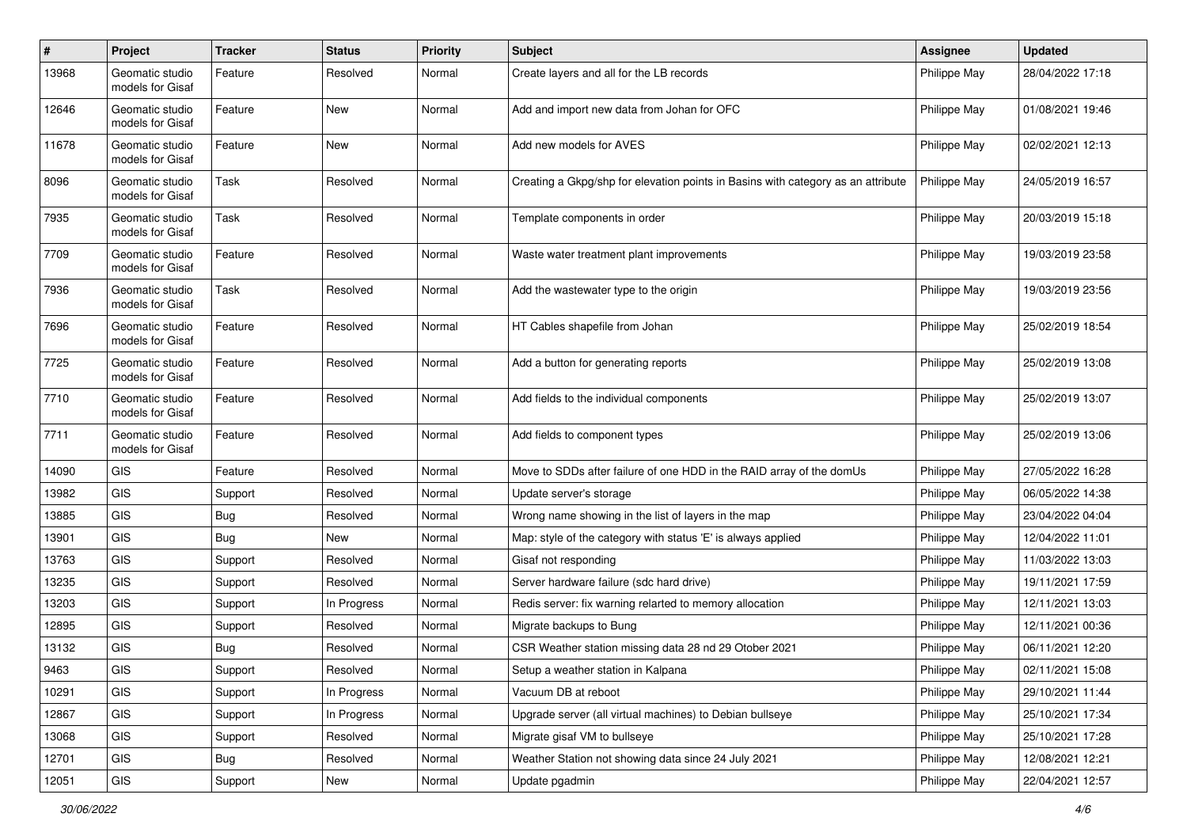| # | Project | Tracker | Status | Priority | Subject | Assignee | Updated |
|---|---|---|---|---|---|---|---|
| 13968 | Geomatic studio models for Gisaf | Feature | Resolved | Normal | Create layers and all for the LB records | Philippe May | 28/04/2022 17:18 |
| 12646 | Geomatic studio models for Gisaf | Feature | New | Normal | Add and import new data from Johan for OFC | Philippe May | 01/08/2021 19:46 |
| 11678 | Geomatic studio models for Gisaf | Feature | New | Normal | Add new models for AVES | Philippe May | 02/02/2021 12:13 |
| 8096 | Geomatic studio models for Gisaf | Task | Resolved | Normal | Creating a Gkpg/shp for elevation points in Basins with category as an attribute | Philippe May | 24/05/2019 16:57 |
| 7935 | Geomatic studio models for Gisaf | Task | Resolved | Normal | Template components in order | Philippe May | 20/03/2019 15:18 |
| 7709 | Geomatic studio models for Gisaf | Feature | Resolved | Normal | Waste water treatment plant improvements | Philippe May | 19/03/2019 23:58 |
| 7936 | Geomatic studio models for Gisaf | Task | Resolved | Normal | Add the wastewater type to the origin | Philippe May | 19/03/2019 23:56 |
| 7696 | Geomatic studio models for Gisaf | Feature | Resolved | Normal | HT Cables shapefile from Johan | Philippe May | 25/02/2019 18:54 |
| 7725 | Geomatic studio models for Gisaf | Feature | Resolved | Normal | Add a button for generating reports | Philippe May | 25/02/2019 13:08 |
| 7710 | Geomatic studio models for Gisaf | Feature | Resolved | Normal | Add fields to the individual components | Philippe May | 25/02/2019 13:07 |
| 7711 | Geomatic studio models for Gisaf | Feature | Resolved | Normal | Add fields to component types | Philippe May | 25/02/2019 13:06 |
| 14090 | GIS | Feature | Resolved | Normal | Move to SDDs after failure of one HDD in the RAID array of the domUs | Philippe May | 27/05/2022 16:28 |
| 13982 | GIS | Support | Resolved | Normal | Update server's storage | Philippe May | 06/05/2022 14:38 |
| 13885 | GIS | Bug | Resolved | Normal | Wrong name showing in the list of layers in the map | Philippe May | 23/04/2022 04:04 |
| 13901 | GIS | Bug | New | Normal | Map: style of the category with status 'E' is always applied | Philippe May | 12/04/2022 11:01 |
| 13763 | GIS | Support | Resolved | Normal | Gisaf not responding | Philippe May | 11/03/2022 13:03 |
| 13235 | GIS | Support | Resolved | Normal | Server hardware failure (sdc hard drive) | Philippe May | 19/11/2021 17:59 |
| 13203 | GIS | Support | In Progress | Normal | Redis server: fix warning relarted to memory allocation | Philippe May | 12/11/2021 13:03 |
| 12895 | GIS | Support | Resolved | Normal | Migrate backups to Bung | Philippe May | 12/11/2021 00:36 |
| 13132 | GIS | Bug | Resolved | Normal | CSR Weather station missing data 28 nd 29 Otober 2021 | Philippe May | 06/11/2021 12:20 |
| 9463 | GIS | Support | Resolved | Normal | Setup a weather station in Kalpana | Philippe May | 02/11/2021 15:08 |
| 10291 | GIS | Support | In Progress | Normal | Vacuum DB at reboot | Philippe May | 29/10/2021 11:44 |
| 12867 | GIS | Support | In Progress | Normal | Upgrade server (all virtual machines) to Debian bullseye | Philippe May | 25/10/2021 17:34 |
| 13068 | GIS | Support | Resolved | Normal | Migrate gisaf VM to bullseye | Philippe May | 25/10/2021 17:28 |
| 12701 | GIS | Bug | Resolved | Normal | Weather Station not showing data since 24 July 2021 | Philippe May | 12/08/2021 12:21 |
| 12051 | GIS | Support | New | Normal | Update pgadmin | Philippe May | 22/04/2021 12:57 |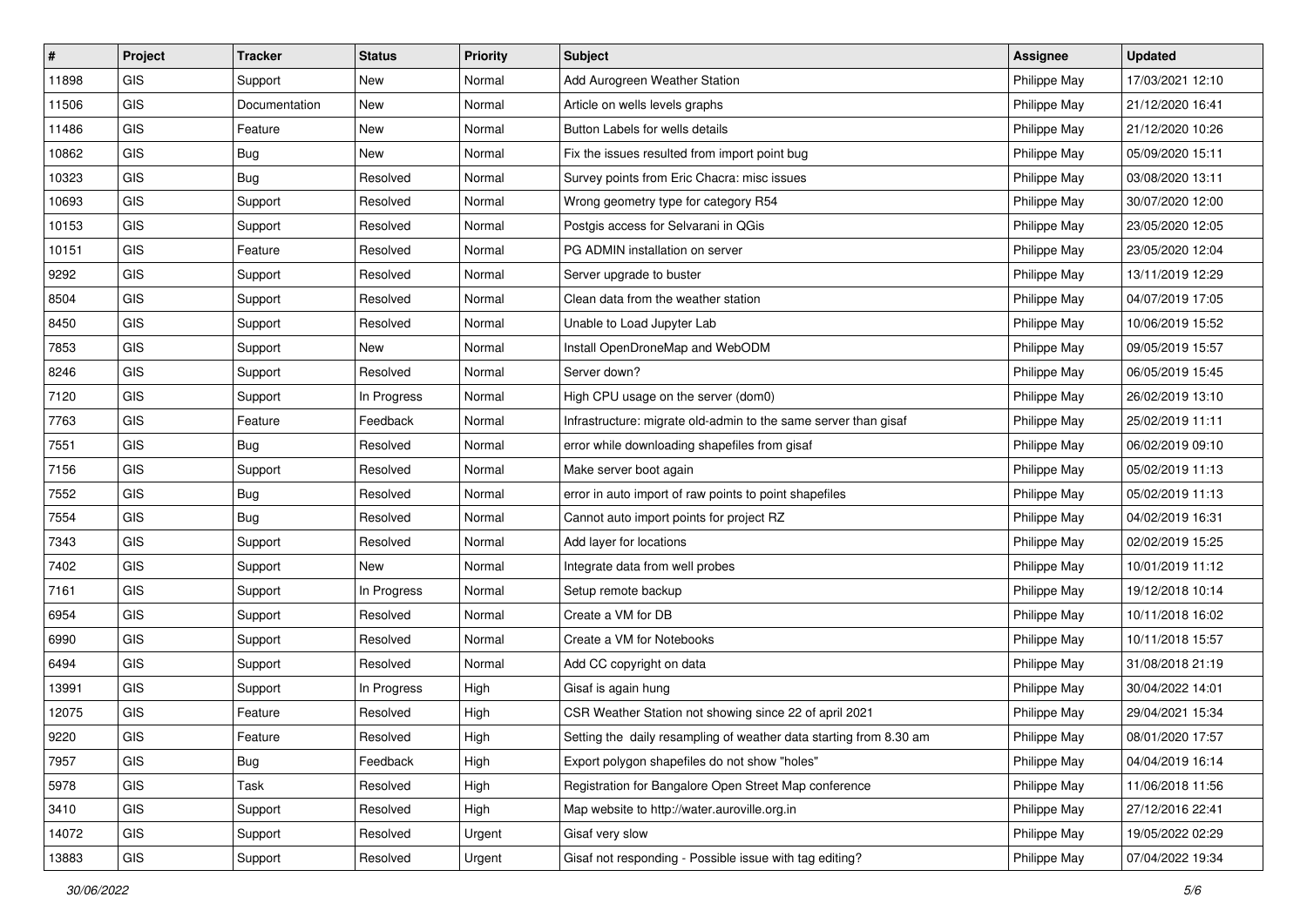| # | Project | Tracker | Status | Priority | Subject | Assignee | Updated |
| --- | --- | --- | --- | --- | --- | --- | --- |
| 11898 | GIS | Support | New | Normal | Add Aurogreen Weather Station | Philippe May | 17/03/2021 12:10 |
| 11506 | GIS | Documentation | New | Normal | Article on wells levels graphs | Philippe May | 21/12/2020 16:41 |
| 11486 | GIS | Feature | New | Normal | Button Labels for wells details | Philippe May | 21/12/2020 10:26 |
| 10862 | GIS | Bug | New | Normal | Fix the issues resulted from import point bug | Philippe May | 05/09/2020 15:11 |
| 10323 | GIS | Bug | Resolved | Normal | Survey points from Eric Chacra: misc issues | Philippe May | 03/08/2020 13:11 |
| 10693 | GIS | Support | Resolved | Normal | Wrong geometry type for category R54 | Philippe May | 30/07/2020 12:00 |
| 10153 | GIS | Support | Resolved | Normal | Postgis access for Selvarani in QGis | Philippe May | 23/05/2020 12:05 |
| 10151 | GIS | Feature | Resolved | Normal | PG ADMIN installation on server | Philippe May | 23/05/2020 12:04 |
| 9292 | GIS | Support | Resolved | Normal | Server upgrade to buster | Philippe May | 13/11/2019 12:29 |
| 8504 | GIS | Support | Resolved | Normal | Clean data from the weather station | Philippe May | 04/07/2019 17:05 |
| 8450 | GIS | Support | Resolved | Normal | Unable to Load Jupyter Lab | Philippe May | 10/06/2019 15:52 |
| 7853 | GIS | Support | New | Normal | Install OpenDroneMap and WebODM | Philippe May | 09/05/2019 15:57 |
| 8246 | GIS | Support | Resolved | Normal | Server down? | Philippe May | 06/05/2019 15:45 |
| 7120 | GIS | Support | In Progress | Normal | High CPU usage on the server (dom0) | Philippe May | 26/02/2019 13:10 |
| 7763 | GIS | Feature | Feedback | Normal | Infrastructure: migrate old-admin to the same server than gisaf | Philippe May | 25/02/2019 11:11 |
| 7551 | GIS | Bug | Resolved | Normal | error while downloading shapefiles from gisaf | Philippe May | 06/02/2019 09:10 |
| 7156 | GIS | Support | Resolved | Normal | Make server boot again | Philippe May | 05/02/2019 11:13 |
| 7552 | GIS | Bug | Resolved | Normal | error in auto import of raw points to point shapefiles | Philippe May | 05/02/2019 11:13 |
| 7554 | GIS | Bug | Resolved | Normal | Cannot auto import points for project RZ | Philippe May | 04/02/2019 16:31 |
| 7343 | GIS | Support | Resolved | Normal | Add layer for locations | Philippe May | 02/02/2019 15:25 |
| 7402 | GIS | Support | New | Normal | Integrate data from well probes | Philippe May | 10/01/2019 11:12 |
| 7161 | GIS | Support | In Progress | Normal | Setup remote backup | Philippe May | 19/12/2018 10:14 |
| 6954 | GIS | Support | Resolved | Normal | Create a VM for DB | Philippe May | 10/11/2018 16:02 |
| 6990 | GIS | Support | Resolved | Normal | Create a VM for Notebooks | Philippe May | 10/11/2018 15:57 |
| 6494 | GIS | Support | Resolved | Normal | Add CC copyright on data | Philippe May | 31/08/2018 21:19 |
| 13991 | GIS | Support | In Progress | High | Gisaf is again hung | Philippe May | 30/04/2022 14:01 |
| 12075 | GIS | Feature | Resolved | High | CSR Weather Station not showing since 22 of april 2021 | Philippe May | 29/04/2021 15:34 |
| 9220 | GIS | Feature | Resolved | High | Setting the daily resampling of weather data starting from 8.30 am | Philippe May | 08/01/2020 17:57 |
| 7957 | GIS | Bug | Feedback | High | Export polygon shapefiles do not show "holes" | Philippe May | 04/04/2019 16:14 |
| 5978 | GIS | Task | Resolved | High | Registration for Bangalore Open Street Map conference | Philippe May | 11/06/2018 11:56 |
| 3410 | GIS | Support | Resolved | High | Map website to http://water.auroville.org.in | Philippe May | 27/12/2016 22:41 |
| 14072 | GIS | Support | Resolved | Urgent | Gisaf very slow | Philippe May | 19/05/2022 02:29 |
| 13883 | GIS | Support | Resolved | Urgent | Gisaf not responding - Possible issue with tag editing? | Philippe May | 07/04/2022 19:34 |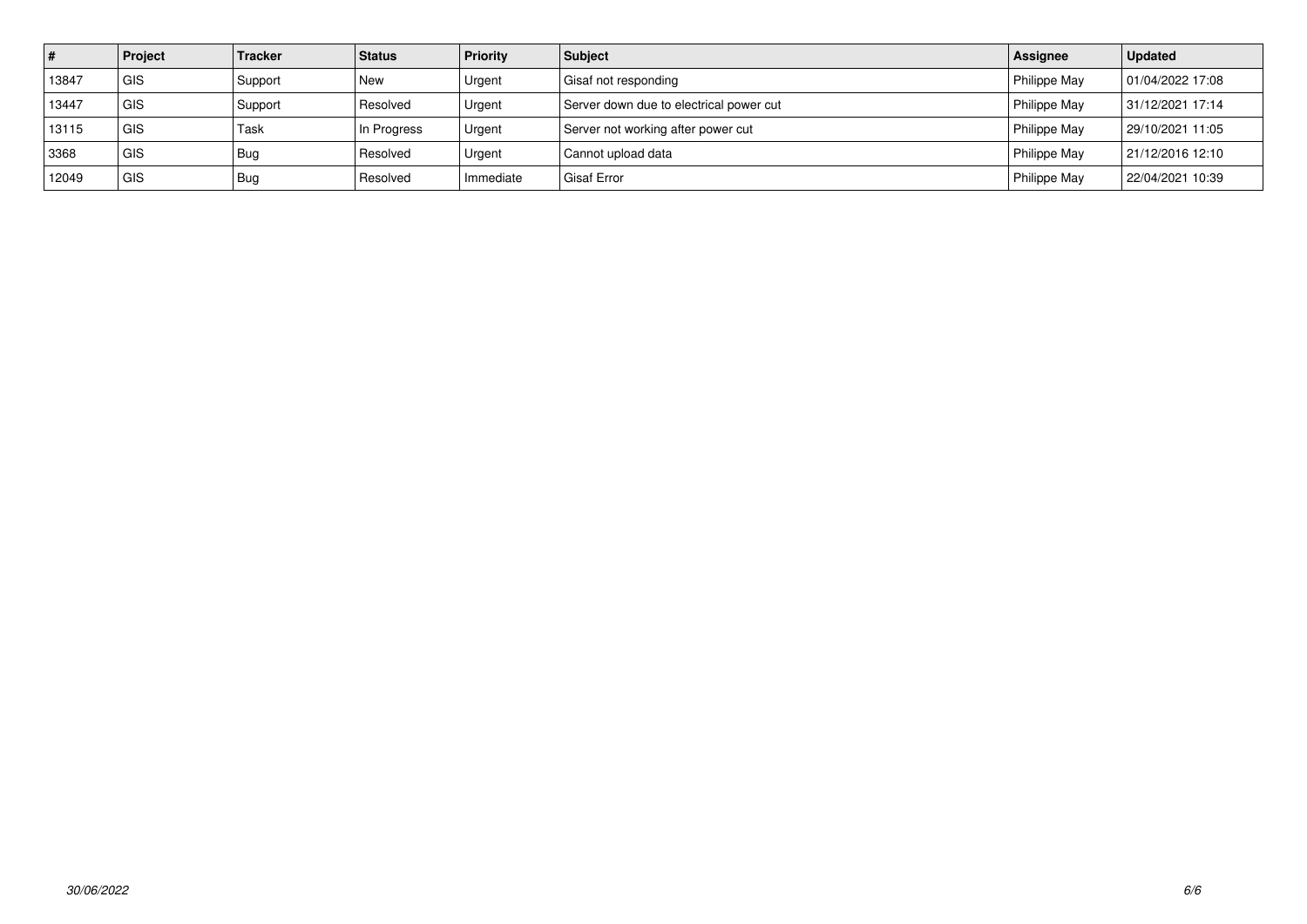| # | Project | Tracker | Status | Priority | Subject | Assignee | Updated |
|---|---|---|---|---|---|---|---|
| 13847 | GIS | Support | New | Urgent | Gisaf not responding | Philippe May | 01/04/2022 17:08 |
| 13447 | GIS | Support | Resolved | Urgent | Server down due to electrical power cut | Philippe May | 31/12/2021 17:14 |
| 13115 | GIS | Task | In Progress | Urgent | Server not working after power cut | Philippe May | 29/10/2021 11:05 |
| 3368 | GIS | Bug | Resolved | Urgent | Cannot upload data | Philippe May | 21/12/2016 12:10 |
| 12049 | GIS | Bug | Resolved | Immediate | Gisaf Error | Philippe May | 22/04/2021 10:39 |